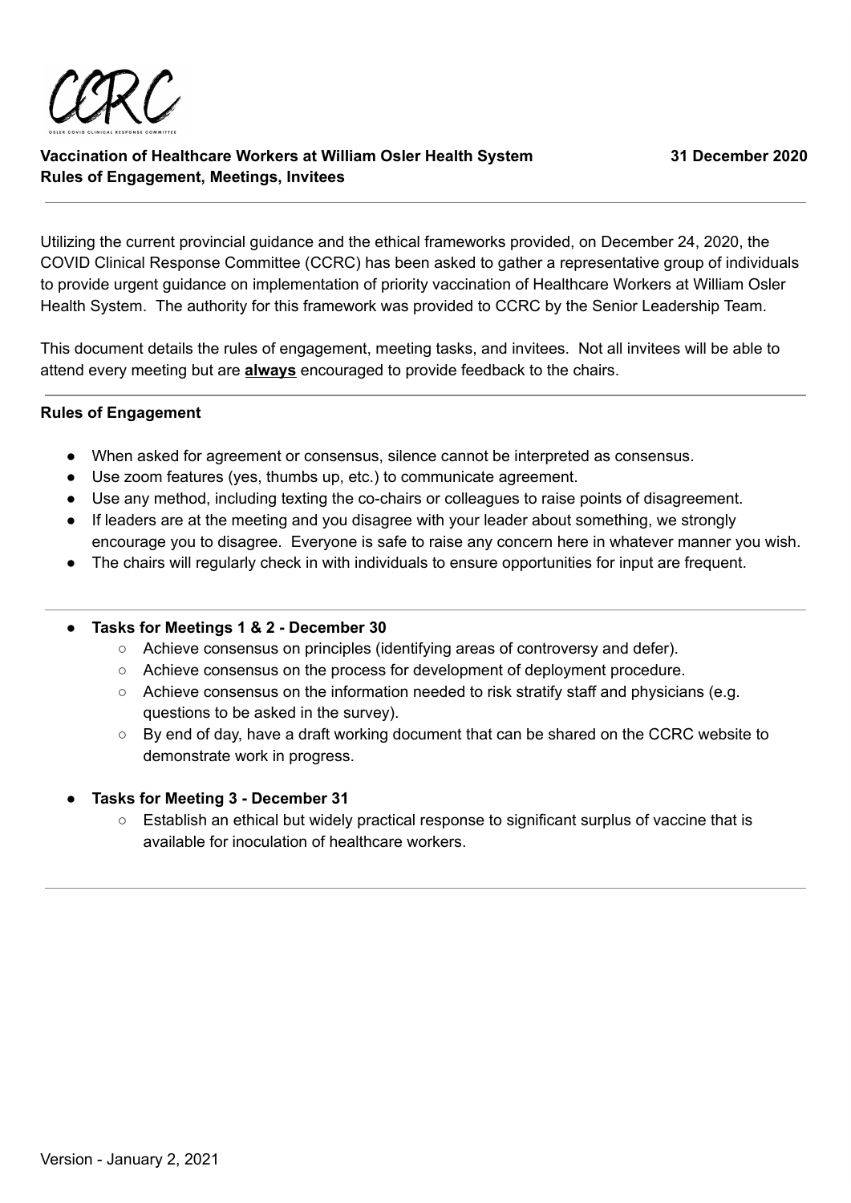**Vaccination of Healthcare Workers at William Osler Health System** **31 December 2020**
**Rules of Engagement, Meetings, Invitees**

---

Utilizing the current provincial guidance and the ethical frameworks provided, on December 24, 2020, the COVID Clinical Response Committee (CCRC) has been asked to gather a representative group of individuals to provide urgent guidance on implementation of priority vaccination of Healthcare Workers at William Osler Health System. The authority for this framework was provided to CCRC by the Senior Leadership Team.

This document details the rules of engagement, meeting tasks, and invitees. Not all invitees will be able to attend every meeting but are **always** encouraged to provide feedback to the chairs.

---

**Rules of Engagement**

- When asked for agreement or consensus, silence cannot be interpreted as consensus.
- Use zoom features (yes, thumbs up, etc.) to communicate agreement.
- Use any method, including texting the co-chairs or colleagues to raise points of disagreement.
- If leaders are at the meeting and you disagree with your leader about something, we strongly encourage you to disagree. Everyone is safe to raise any concern here in whatever manner you wish.
- The chairs will regularly check in with individuals to ensure opportunities for input are frequent.

---

- **Tasks for Meetings 1 & 2 - December 30**
  - Achieve consensus on principles (identifying areas of controversy and defer).
  - Achieve consensus on the process for development of deployment procedure.
  - Achieve consensus on the information needed to risk stratify staff and physicians (e.g. questions to be asked in the survey).
  - By end of day, have a draft working document that can be shared on the CCRC website to demonstrate work in progress.

- **Tasks for Meeting 3 - December 31**
  - Establish an ethical but widely practical response to significant surplus of vaccine that is available for inoculation of healthcare workers.

---

Version - January 2, 2021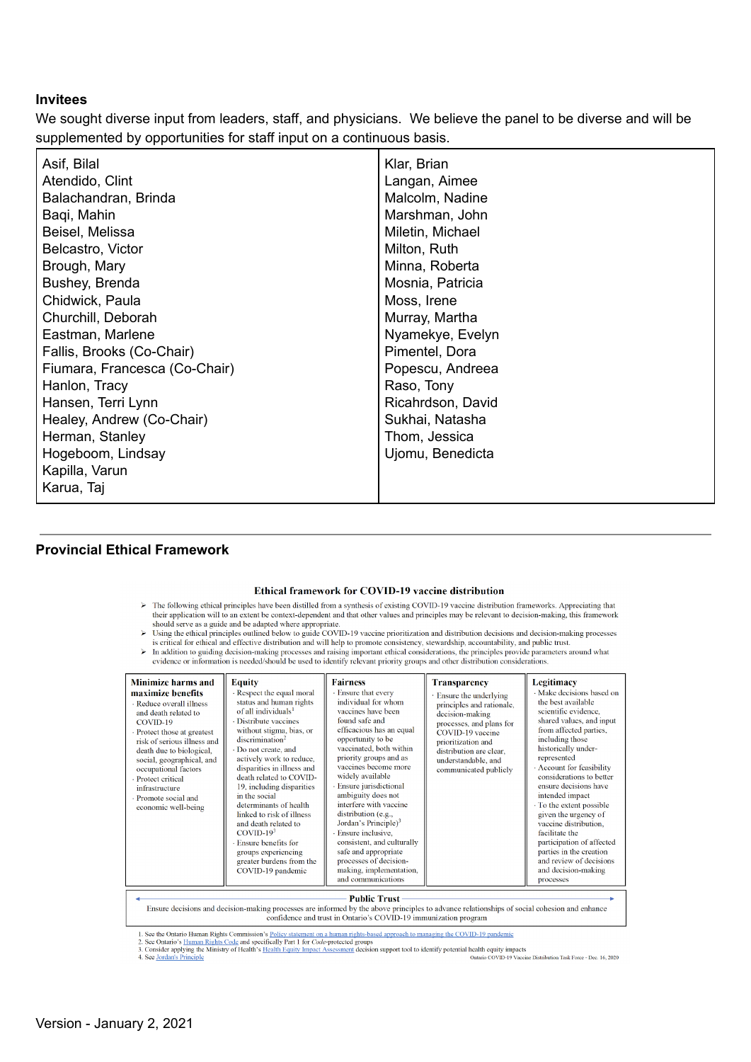**Invitees**

We sought diverse input from leaders, staff, and physicians. We believe the panel to be diverse and will be supplemented by opportunities for staff input on a continuous basis.

| | |
|---|---|
| Asif, Bilal<br>Atendido, Clint<br>Balachandran, Brinda<br>Baqi, Mahin<br>Beisel, Melissa<br>Belcastro, Victor<br>Brough, Mary<br>Bushey, Brenda<br>Chidwick, Paula<br>Churchill, Deborah<br>Eastman, Marlene<br>Fallis, Brooks (Co-Chair)<br>Fiumara, Francesca (Co-Chair)<br>Hanlon, Tracy<br>Hansen, Terri Lynn<br>Healey, Andrew (Co-Chair)<br>Herman, Stanley<br>Hogeboom, Lindsay<br>Kapilla, Varun<br>Karua, Taj | Klar, Brian<br>Langan, Aimee<br>Malcolm, Nadine<br>Marshman, John<br>Miletin, Michael<br>Milton, Ruth<br>Minna, Roberta<br>Mosnia, Patricia<br>Moss, Irene<br>Murray, Martha<br>Nyamekye, Evelyn<br>Pimentel, Dora<br>Popescu, Andreea<br>Raso, Tony<br>Ricahrdson, David<br>Sukhai, Natasha<br>Thom, Jessica<br>Ujomu, Benedicta |

---

**Provincial Ethical Framework**

**Ethical framework for COVID-19 vaccine distribution**

- The following ethical principles have been distilled from a synthesis of existing COVID-19 vaccine distribution frameworks. Appreciating that their application will to an extent be context-dependent and that other values and principles may be relevant to decision-making, this framework should serve as a guide and be adapted where appropriate.
- Using the ethical principles outlined below to guide COVID-19 vaccine prioritization and distribution decisions and decision-making processes is critical for ethical and effective distribution and will help to promote consistency, stewardship, accountability, and public trust.
- In addition to guiding decision-making processes and raising important ethical considerations, the principles provide parameters around what evidence or information is needed/should be used to identify relevant priority groups and other distribution considerations.

| Minimize harms and maximize benefits | Equity | Fairness | Transparency | Legitimacy |
|---|---|---|---|---|
| · Reduce overall illness and death related to COVID-19<br>· Protect those at greatest risk of serious illness and death due to biological, social, geographical, and occupational factors<br>· Protect critical infrastructure<br>· Promote social and economic well-being | · Respect the equal moral status and human rights of all individuals[1]<br>· Distribute vaccines without stigma, bias, or discrimination[2]<br>· Do not create, and actively work to reduce, disparities in illness and death related to COVID-19, including disparities in the social determinants of health linked to risk of illness and death related to COVID-19[3]<br>· Ensure benefits for groups experiencing greater burdens from the COVID-19 pandemic | · Ensure that every individual for whom vaccines have been found safe and efficacious has an equal opportunity to be vaccinated, both within priority groups and as vaccines become more widely available<br>· Ensure jurisdictional ambiguity does not interfere with vaccine distribution (e.g., Jordan's Principle)[4]<br>· Ensure inclusive, consistent, and culturally safe and appropriate processes of decision-making, implementation, and communications | · Ensure the underlying principles and rationale, decision-making processes, and plans for COVID-19 vaccine prioritization and distribution are clear, understandable, and communicated publicly | · Make decisions based on the best available scientific evidence, shared values, and input from affected parties, including those historically under-represented<br>· Account for feasibility considerations to better ensure decisions have intended impact<br>· To the extent possible given the urgency of vaccine distribution, facilitate the participation of affected parties in the creation and review of decisions and decision-making processes |

**Public Trust**

Ensure decisions and decision-making processes are informed by the above principles to advance relationships of social cohesion and enhance confidence and trust in Ontario's COVID-19 immunization program

1. See the Ontario Human Rights Commission's Policy statement on a human rights-based approach to managing the COVID-19 pandemic
2. See Ontario's Human Rights Code and specifically Part 1 for *Code*-protected groups
3. Consider applying the Ministry of Health's Health Equity Impact Assessment decision support tool to identify potential health equity impacts
4. See Jordan's Principle

Ontario COVID-19 Vaccine Distribution Task Force - Dec. 16, 2020

Version - January 2, 2021